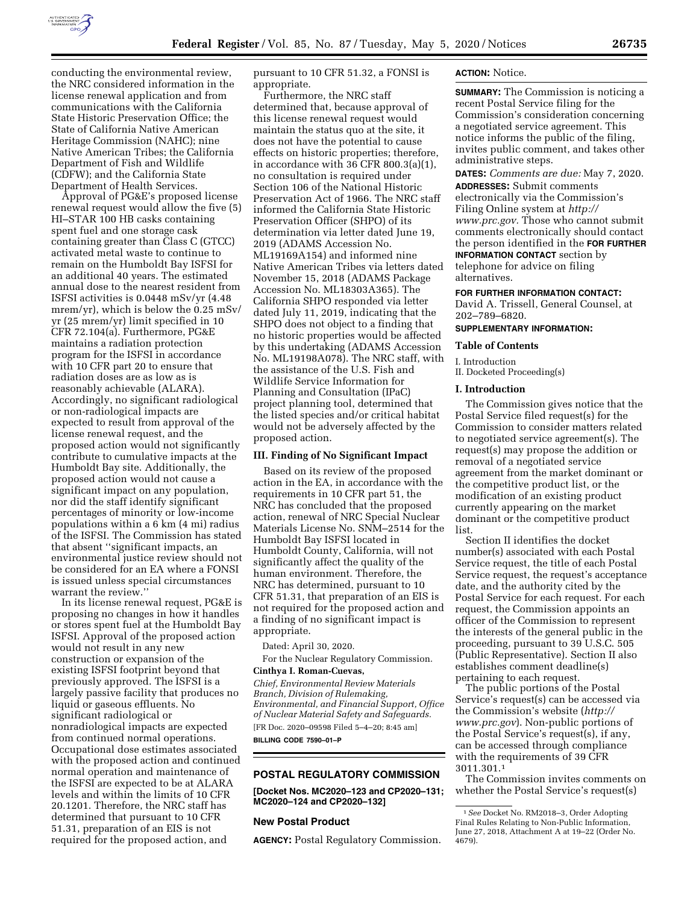conducting the environmental review, the NRC considered information in the license renewal application and from communications with the California State Historic Preservation Office; the State of California Native American Heritage Commission (NAHC); nine Native American Tribes; the California Department of Fish and Wildlife (CDFW); and the California State Department of Health Services.

Approval of PG&E's proposed license renewal request would allow the five (5) HI–STAR 100 HB casks containing spent fuel and one storage cask containing greater than Class C (GTCC) activated metal waste to continue to remain on the Humboldt Bay ISFSI for an additional 40 years. The estimated annual dose to the nearest resident from ISFSI activities is 0.0448 mSv/yr (4.48 mrem/yr), which is below the 0.25 mSv/yr (25 mrem/yr) limit specified in 10 CFR 72.104(a). Furthermore, PG&E maintains a radiation protection program for the ISFSI in accordance with 10 CFR part 20 to ensure that radiation doses are as low as is reasonably achievable (ALARA). Accordingly, no significant radiological or non-radiological impacts are expected to result from approval of the license renewal request, and the proposed action would not significantly contribute to cumulative impacts at the Humboldt Bay site. Additionally, the proposed action would not cause a significant impact on any population, nor did the staff identify significant percentages of minority or low-income populations within a 6 km (4 mi) radius of the ISFSI. The Commission has stated that absent "significant impacts, an environmental justice review should not be considered for an EA where a FONSI is issued unless special circumstances warrant the review."

In its license renewal request, PG&E is proposing no changes in how it handles or stores spent fuel at the Humboldt Bay ISFSI. Approval of the proposed action would not result in any new construction or expansion of the existing ISFSI footprint beyond that previously approved. The ISFSI is a largely passive facility that produces no liquid or gaseous effluents. No significant radiological or nonradiological impacts are expected from continued normal operations. Occupational dose estimates associated with the proposed action and continued normal operation and maintenance of the ISFSI are expected to be at ALARA levels and within the limits of 10 CFR 20.1201. Therefore, the NRC staff has determined that pursuant to 10 CFR 51.31, preparation of an EIS is not required for the proposed action, and pursuant to 10 CFR 51.32, a FONSI is appropriate.

Furthermore, the NRC staff determined that, because approval of this license renewal request would maintain the status quo at the site, it does not have the potential to cause effects on historic properties; therefore, in accordance with 36 CFR 800.3(a)(1), no consultation is required under Section 106 of the National Historic Preservation Act of 1966. The NRC staff informed the California State Historic Preservation Officer (SHPO) of its determination via letter dated June 19, 2019 (ADAMS Accession No. ML19169A154) and informed nine Native American Tribes via letters dated November 15, 2018 (ADAMS Package Accession No. ML18303A365). The California SHPO responded via letter dated July 11, 2019, indicating that the SHPO does not object to a finding that no historic properties would be affected by this undertaking (ADAMS Accession No. ML19198A078). The NRC staff, with the assistance of the U.S. Fish and Wildlife Service Information for Planning and Consultation (IPaC) project planning tool, determined that the listed species and/or critical habitat would not be adversely affected by the proposed action.

## III. Finding of No Significant Impact

Based on its review of the proposed action in the EA, in accordance with the requirements in 10 CFR part 51, the NRC has concluded that the proposed action, renewal of NRC Special Nuclear Materials License No. SNM–2514 for the Humboldt Bay ISFSI located in Humboldt County, California, will not significantly affect the quality of the human environment. Therefore, the NRC has determined, pursuant to 10 CFR 51.31, that preparation of an EIS is not required for the proposed action and a finding of no significant impact is appropriate.

Dated: April 30, 2020.

For the Nuclear Regulatory Commission.

**Cinthya I. Roman-Cuevas,**

*Chief, Environmental Review Materials Branch, Division of Rulemaking, Environmental, and Financial Support, Office of Nuclear Material Safety and Safeguards.*

[FR Doc. 2020–09598 Filed 5–4–20; 8:45 am]

**BILLING CODE 7590–01–P**

---

# POSTAL REGULATORY COMMISSION

**[Docket Nos. MC2020–123 and CP2020–131; MC2020–124 and CP2020–132]**

## New Postal Product

**AGENCY:** Postal Regulatory Commission.

**ACTION:** Notice.

**SUMMARY:** The Commission is noticing a recent Postal Service filing for the Commission's consideration concerning a negotiated service agreement. This notice informs the public of the filing, invites public comment, and takes other administrative steps.

**DATES:** *Comments are due:* May 7, 2020.

**ADDRESSES:** Submit comments electronically via the Commission's Filing Online system at *http://www.prc.gov.* Those who cannot submit comments electronically should contact the person identified in the **FOR FURTHER INFORMATION CONTACT** section by telephone for advice on filing alternatives.

**FOR FURTHER INFORMATION CONTACT:** David A. Trissell, General Counsel, at 202–789–6820.

**SUPPLEMENTARY INFORMATION:**

### Table of Contents

I. Introduction
II. Docketed Proceeding(s)

### I. Introduction

The Commission gives notice that the Postal Service filed request(s) for the Commission to consider matters related to negotiated service agreement(s). The request(s) may propose the addition or removal of a negotiated service agreement from the market dominant or the competitive product list, or the modification of an existing product currently appearing on the market dominant or the competitive product list.

Section II identifies the docket number(s) associated with each Postal Service request, the title of each Postal Service request, the request's acceptance date, and the authority cited by the Postal Service for each request. For each request, the Commission appoints an officer of the Commission to represent the interests of the general public in the proceeding, pursuant to 39 U.S.C. 505 (Public Representative). Section II also establishes comment deadline(s) pertaining to each request.

The public portions of the Postal Service's request(s) can be accessed via the Commission's website (*http://www.prc.gov*). Non-public portions of the Postal Service's request(s), if any, can be accessed through compliance with the requirements of 39 CFR 3011.301.[1]

The Commission invites comments on whether the Postal Service's request(s)

[1] *See* Docket No. RM2018–3, Order Adopting Final Rules Relating to Non-Public Information, June 27, 2018, Attachment A at 19–22 (Order No. 4679).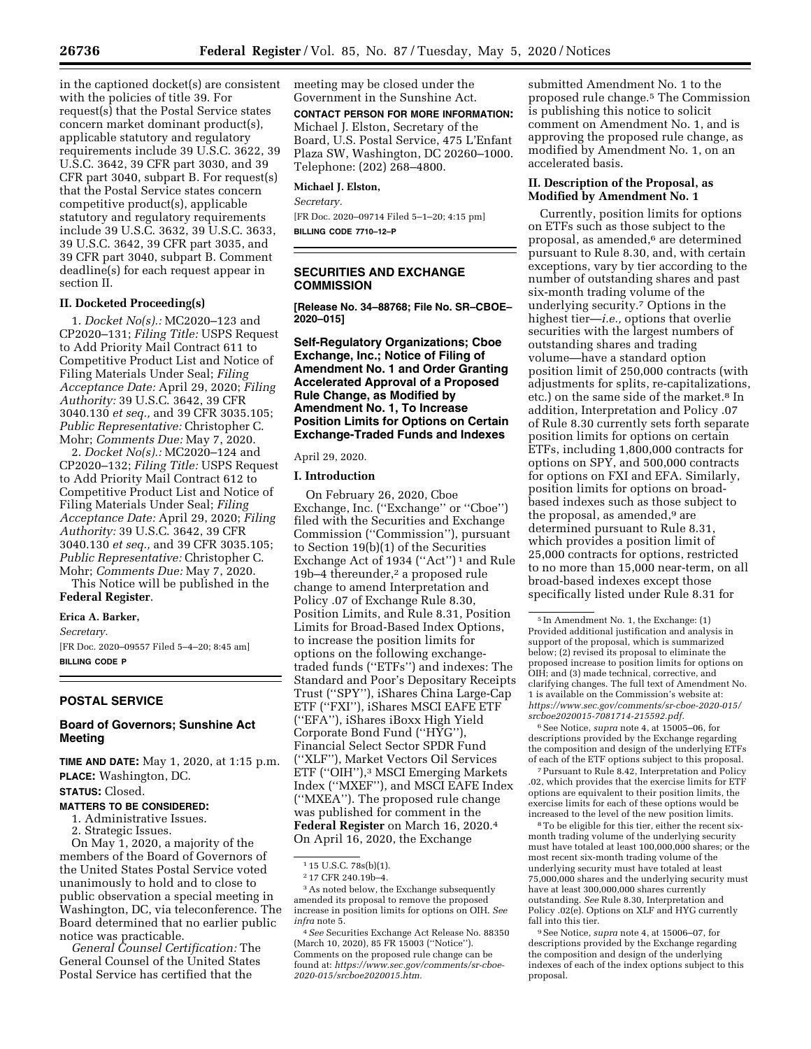in the captioned docket(s) are consistent with the policies of title 39. For request(s) that the Postal Service states concern market dominant product(s), applicable statutory and regulatory requirements include 39 U.S.C. 3622, 39 U.S.C. 3642, 39 CFR part 3030, and 39 CFR part 3040, subpart B. For request(s) that the Postal Service states concern competitive product(s), applicable statutory and regulatory requirements include 39 U.S.C. 3632, 39 U.S.C. 3633, 39 U.S.C. 3642, 39 CFR part 3035, and 39 CFR part 3040, subpart B. Comment deadline(s) for each request appear in section II.

**II. Docketed Proceeding(s)**

1. *Docket No(s).:* MC2020–123 and CP2020–131; *Filing Title:* USPS Request to Add Priority Mail Contract 611 to Competitive Product List and Notice of Filing Materials Under Seal; *Filing Acceptance Date:* April 29, 2020; *Filing Authority:* 39 U.S.C. 3642, 39 CFR 3040.130 *et seq.,* and 39 CFR 3035.105; *Public Representative:* Christopher C. Mohr; *Comments Due:* May 7, 2020.

2. *Docket No(s).:* MC2020–124 and CP2020–132; *Filing Title:* USPS Request to Add Priority Mail Contract 612 to Competitive Product List and Notice of Filing Materials Under Seal; *Filing Acceptance Date:* April 29, 2020; *Filing Authority:* 39 U.S.C. 3642, 39 CFR 3040.130 *et seq.,* and 39 CFR 3035.105; *Public Representative:* Christopher C. Mohr; *Comments Due:* May 7, 2020.

This Notice will be published in the **Federal Register**.

**Erica A. Barker,**

*Secretary.*

[FR Doc. 2020–09557 Filed 5–4–20; 8:45 am]

**BILLING CODE P**

## POSTAL SERVICE

### Board of Governors; Sunshine Act Meeting

**TIME AND DATE:** May 1, 2020, at 1:15 p.m.

**PLACE:** Washington, DC.

**STATUS:** Closed.

**MATTERS TO BE CONSIDERED:**

1. Administrative Issues.
2. Strategic Issues.

On May 1, 2020, a majority of the members of the Board of Governors of the United States Postal Service voted unanimously to hold and to close to public observation a special meeting in Washington, DC, via teleconference. The Board determined that no earlier public notice was practicable.

*General Counsel Certification:* The General Counsel of the United States Postal Service has certified that the meeting may be closed under the Government in the Sunshine Act.

**CONTACT PERSON FOR MORE INFORMATION:** Michael J. Elston, Secretary of the Board, U.S. Postal Service, 475 L'Enfant Plaza SW, Washington, DC 20260–1000. Telephone: (202) 268–4800.

**Michael J. Elston,**

*Secretary.*

[FR Doc. 2020–09714 Filed 5–1–20; 4:15 pm]

**BILLING CODE 7710–12–P**

## SECURITIES AND EXCHANGE COMMISSION

**[Release No. 34–88768; File No. SR–CBOE–2020–015]**

### Self-Regulatory Organizations; Cboe Exchange, Inc.; Notice of Filing of Amendment No. 1 and Order Granting Accelerated Approval of a Proposed Rule Change, as Modified by Amendment No. 1, To Increase Position Limits for Options on Certain Exchange-Traded Funds and Indexes

April 29, 2020.

**I. Introduction**

On February 26, 2020, Cboe Exchange, Inc. (''Exchange'' or ''Cboe'') filed with the Securities and Exchange Commission (''Commission''), pursuant to Section 19(b)(1) of the Securities Exchange Act of 1934 (''Act'')[1] and Rule 19b–4 thereunder,[2] a proposed rule change to amend Interpretation and Policy .07 of Exchange Rule 8.30, Position Limits, and Rule 8.31, Position Limits for Broad-Based Index Options, to increase the position limits for options on the following exchange-traded funds (''ETFs'') and indexes: The Standard and Poor's Depositary Receipts Trust (''SPY''), iShares China Large-Cap ETF (''FXI''), iShares MSCI EAFE ETF (''EFA''), iShares iBoxx High Yield Corporate Bond Fund (''HYG''), Financial Select Sector SPDR Fund (''XLF''), Market Vectors Oil Services ETF (''OIH''),[3] MSCI Emerging Markets Index (''MXEF''), and MSCI EAFE Index (''MXEA''). The proposed rule change was published for comment in the **Federal Register** on March 16, 2020.[4] On April 16, 2020, the Exchange submitted Amendment No. 1 to the proposed rule change.[5] The Commission is publishing this notice to solicit comment on Amendment No. 1, and is approving the proposed rule change, as modified by Amendment No. 1, on an accelerated basis.

**II. Description of the Proposal, as Modified by Amendment No. 1**

Currently, position limits for options on ETFs such as those subject to the proposal, as amended,[6] are determined pursuant to Rule 8.30, and, with certain exceptions, vary by tier according to the number of outstanding shares and past six-month trading volume of the underlying security.[7] Options in the highest tier—*i.e.,* options that overlie securities with the largest numbers of outstanding shares and trading volume—have a standard option position limit of 250,000 contracts (with adjustments for splits, re-capitalizations, etc.) on the same side of the market.[8] In addition, Interpretation and Policy .07 of Rule 8.30 currently sets forth separate position limits for options on certain ETFs, including 1,800,000 contracts for options on SPY, and 500,000 contracts for options on FXI and EFA. Similarly, position limits for options on broad-based indexes such as those subject to the proposal, as amended,[9] are determined pursuant to Rule 8.31, which provides a position limit of 25,000 contracts for options, restricted to no more than 15,000 near-term, on all broad-based indexes except those specifically listed under Rule 8.31 for

---

[1] 15 U.S.C. 78s(b)(1).

[2] 17 CFR 240.19b–4.

[3] As noted below, the Exchange subsequently amended its proposal to remove the proposed increase in position limits for options on OIH. *See infra* note 5.

[4] *See* Securities Exchange Act Release No. 88350 (March 10, 2020), 85 FR 15003 (''Notice''). Comments on the proposed rule change can be found at: *https://www.sec.gov/comments/sr-cboe-2020-015/srcboe2020015.htm.*

[5] In Amendment No. 1, the Exchange: (1) Provided additional justification and analysis in support of the proposal, which is summarized below; (2) revised its proposal to eliminate the proposed increase to position limits for options on OIH; and (3) made technical, corrective, and clarifying changes. The full text of Amendment No. 1 is available on the Commission's website at: *https://www.sec.gov/comments/sr-cboe-2020-015/srcboe2020015-7081714-215592.pdf.*

[6] See Notice, *supra* note 4, at 15005–06, for descriptions provided by the Exchange regarding the composition and design of the underlying ETFs of each of the ETF options subject to this proposal.

[7] Pursuant to Rule 8.42, Interpretation and Policy .02, which provides that the exercise limits for ETF options are equivalent to their position limits, the exercise limits for each of these options would be increased to the level of the new position limits.

[8] To be eligible for this tier, either the recent six-month trading volume of the underlying security must have totaled at least 100,000,000 shares; or the most recent six-month trading volume of the underlying security must have totaled at least 75,000,000 shares and the underlying security must have at least 300,000,000 shares currently outstanding. *See* Rule 8.30, Interpretation and Policy .02(e). Options on XLF and HYG currently fall into this tier.

[9] See Notice, *supra* note 4, at 15006–07, for descriptions provided by the Exchange regarding the composition and design of the underlying indexes of each of the index options subject to this proposal.